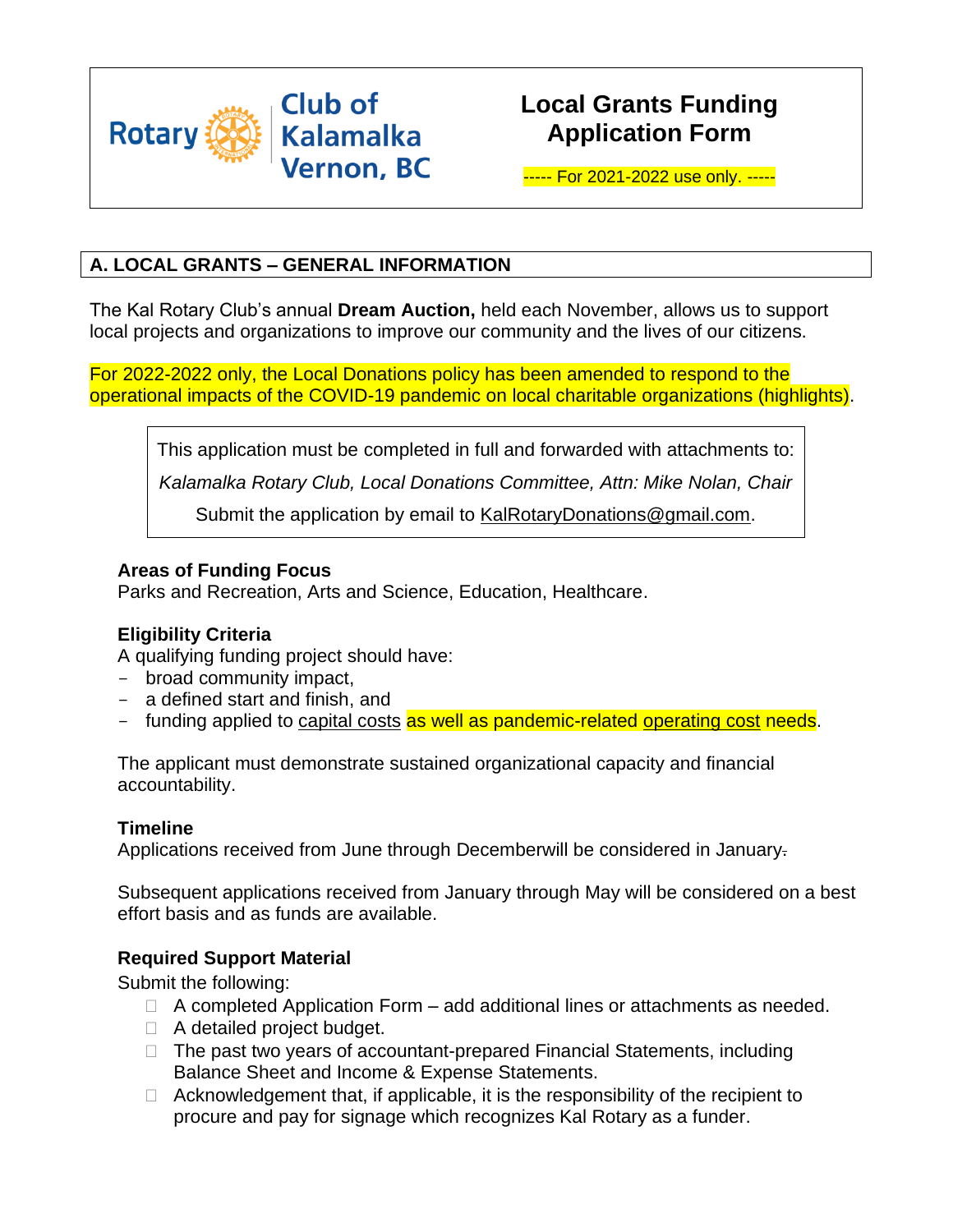Rotary Club of Kalamalka Vernon, BC

# Local Grants Funding Application Form

----- For 2021-2022 use only. -----

## A. LOCAL GRANTS – GENERAL INFORMATION

The Kal Rotary Club's annual **Dream Auction,** held each November, allows us to support local projects and organizations to improve our community and the lives of our citizens.

For 2022-2022 only, the Local Donations policy has been amended to respond to the operational impacts of the COVID-19 pandemic on local charitable organizations (highlights).

> This application must be completed in full and forwarded with attachments to:
>
> *Kalamalka Rotary Club, Local Donations Committee, Attn: Mike Nolan, Chair*
>
> Submit the application by email to KalRotaryDonations@gmail.com.

### Areas of Funding Focus

Parks and Recreation, Arts and Science, Education, Healthcare.

### Eligibility Criteria

A qualifying funding project should have:

- broad community impact,
- a defined start and finish, and
- funding applied to capital costs as well as pandemic-related operating cost needs.

The applicant must demonstrate sustained organizational capacity and financial accountability.

### Timeline

Applications received from June through Decemberwill be considered in January.

Subsequent applications received from January through May will be considered on a best effort basis and as funds are available.

### Required Support Material

Submit the following:

- ☐ A completed Application Form – add additional lines or attachments as needed.
- ☐ A detailed project budget.
- ☐ The past two years of accountant-prepared Financial Statements, including Balance Sheet and Income & Expense Statements.
- ☐ Acknowledgement that, if applicable, it is the responsibility of the recipient to procure and pay for signage which recognizes Kal Rotary as a funder.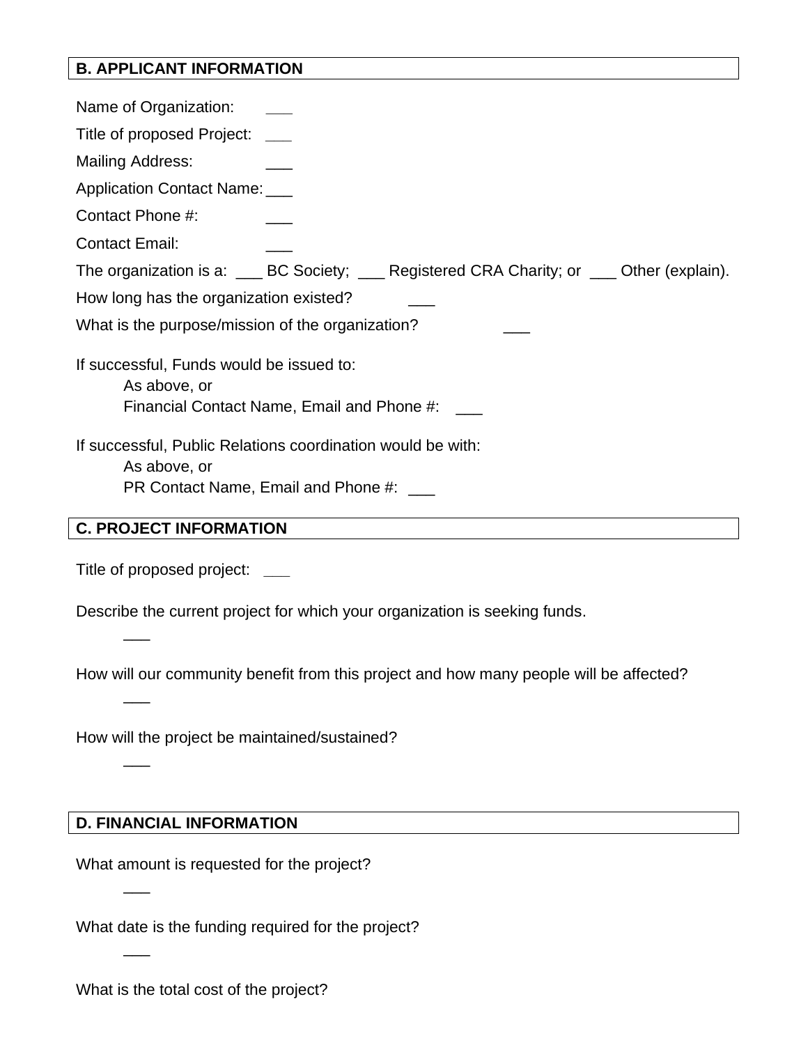## B. APPLICANT INFORMATION

Name of Organization: ___

Title of proposed Project: ___

Mailing Address: ___

Application Contact Name: ___

Contact Phone #: ___

Contact Email: ___

The organization is a: ___ BC Society; ___ Registered CRA Charity; or ___ Other (explain).

How long has the organization existed? ___

What is the purpose/mission of the organization? ___

If successful, Funds would be issued to:

As above, or

Financial Contact Name, Email and Phone #: ___

If successful, Public Relations coordination would be with:

As above, or

PR Contact Name, Email and Phone #: ___

## C. PROJECT INFORMATION

Title of proposed project: ___

Describe the current project for which your organization is seeking funds.

___

How will our community benefit from this project and how many people will be affected?

___

How will the project be maintained/sustained?

___

## D. FINANCIAL INFORMATION

What amount is requested for the project?

___

What date is the funding required for the project?

___

What is the total cost of the project?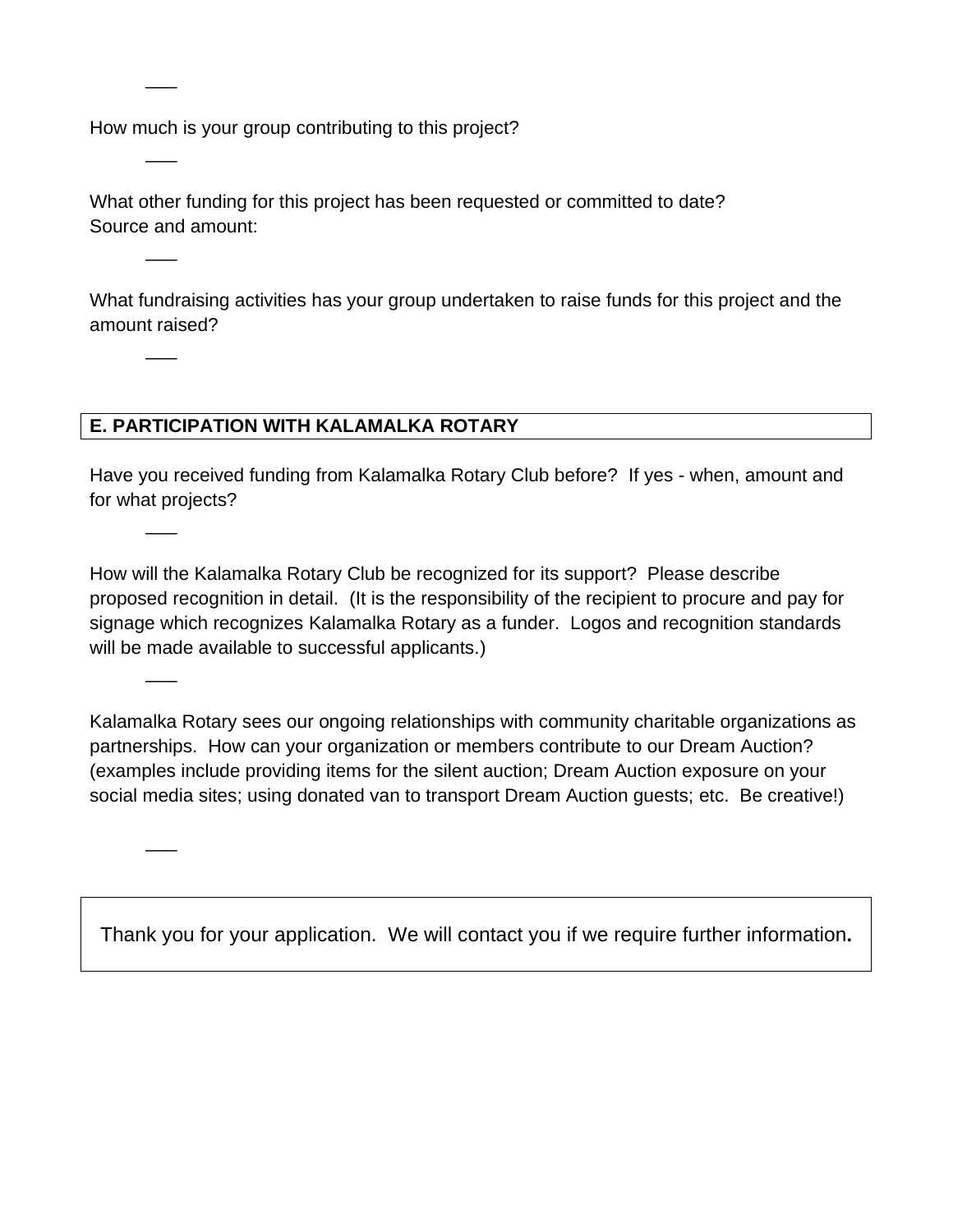___

How much is your group contributing to this project?

___

What other funding for this project has been requested or committed to date?
Source and amount:

___

What fundraising activities has your group undertaken to raise funds for this project and the amount raised?

___

## E. PARTICIPATION WITH KALAMALKA ROTARY

Have you received funding from Kalamalka Rotary Club before? If yes - when, amount and for what projects?

___

How will the Kalamalka Rotary Club be recognized for its support? Please describe proposed recognition in detail. (It is the responsibility of the recipient to procure and pay for signage which recognizes Kalamalka Rotary as a funder. Logos and recognition standards will be made available to successful applicants.)

___

Kalamalka Rotary sees our ongoing relationships with community charitable organizations as partnerships. How can your organization or members contribute to our Dream Auction? (examples include providing items for the silent auction; Dream Auction exposure on your social media sites; using donated van to transport Dream Auction guests; etc. Be creative!)

___

Thank you for your application. We will contact you if we require further information**.**